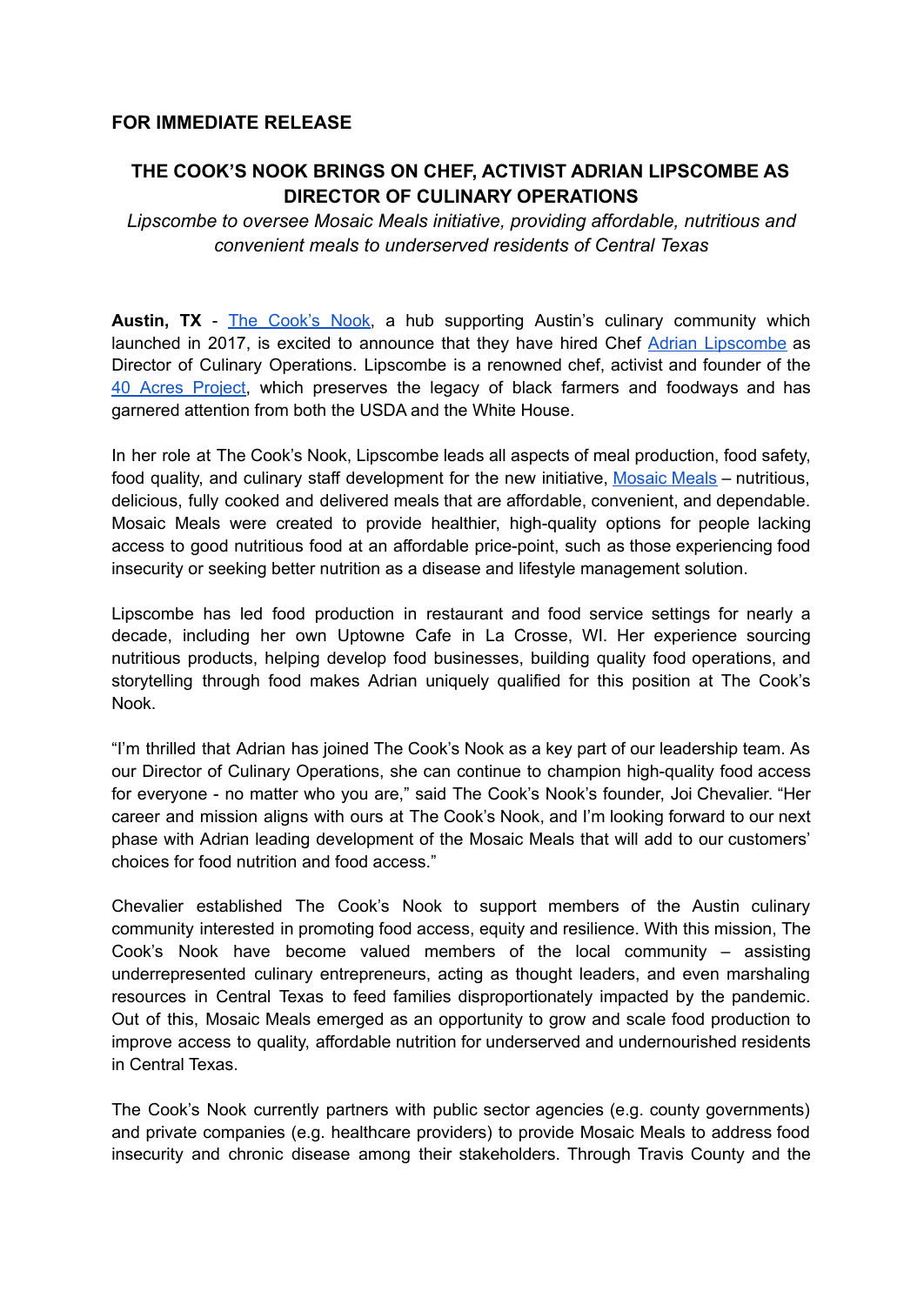**FOR IMMEDIATE RELEASE**

## THE COOK'S NOOK BRINGS ON CHEF, ACTIVIST ADRIAN LIPSCOMBE AS DIRECTOR OF CULINARY OPERATIONS

*Lipscombe to oversee Mosaic Meals initiative, providing affordable, nutritious and convenient meals to underserved residents of Central Texas*

**Austin, TX** - [The Cook's Nook](), a hub supporting Austin's culinary community which launched in 2017, is excited to announce that they have hired Chef [Adrian Lipscombe]() as Director of Culinary Operations. Lipscombe is a renowned chef, activist and founder of the [40 Acres Project](), which preserves the legacy of black farmers and foodways and has garnered attention from both the USDA and the White House.

In her role at The Cook's Nook, Lipscombe leads all aspects of meal production, food safety, food quality, and culinary staff development for the new initiative, [Mosaic Meals]() – nutritious, delicious, fully cooked and delivered meals that are affordable, convenient, and dependable. Mosaic Meals were created to provide healthier, high-quality options for people lacking access to good nutritious food at an affordable price-point, such as those experiencing food insecurity or seeking better nutrition as a disease and lifestyle management solution.

Lipscombe has led food production in restaurant and food service settings for nearly a decade, including her own Uptowne Cafe in La Crosse, WI. Her experience sourcing nutritious products, helping develop food businesses, building quality food operations, and storytelling through food makes Adrian uniquely qualified for this position at The Cook's Nook.

"I'm thrilled that Adrian has joined The Cook's Nook as a key part of our leadership team. As our Director of Culinary Operations, she can continue to champion high-quality food access for everyone - no matter who you are," said The Cook's Nook's founder, Joi Chevalier. "Her career and mission aligns with ours at The Cook's Nook, and I'm looking forward to our next phase with Adrian leading development of the Mosaic Meals that will add to our customers' choices for food nutrition and food access."

Chevalier established The Cook's Nook to support members of the Austin culinary community interested in promoting food access, equity and resilience. With this mission, The Cook's Nook have become valued members of the local community – assisting underrepresented culinary entrepreneurs, acting as thought leaders, and even marshaling resources in Central Texas to feed families disproportionately impacted by the pandemic. Out of this, Mosaic Meals emerged as an opportunity to grow and scale food production to improve access to quality, affordable nutrition for underserved and undernourished residents in Central Texas.

The Cook's Nook currently partners with public sector agencies (e.g. county governments) and private companies (e.g. healthcare providers) to provide Mosaic Meals to address food insecurity and chronic disease among their stakeholders. Through Travis County and the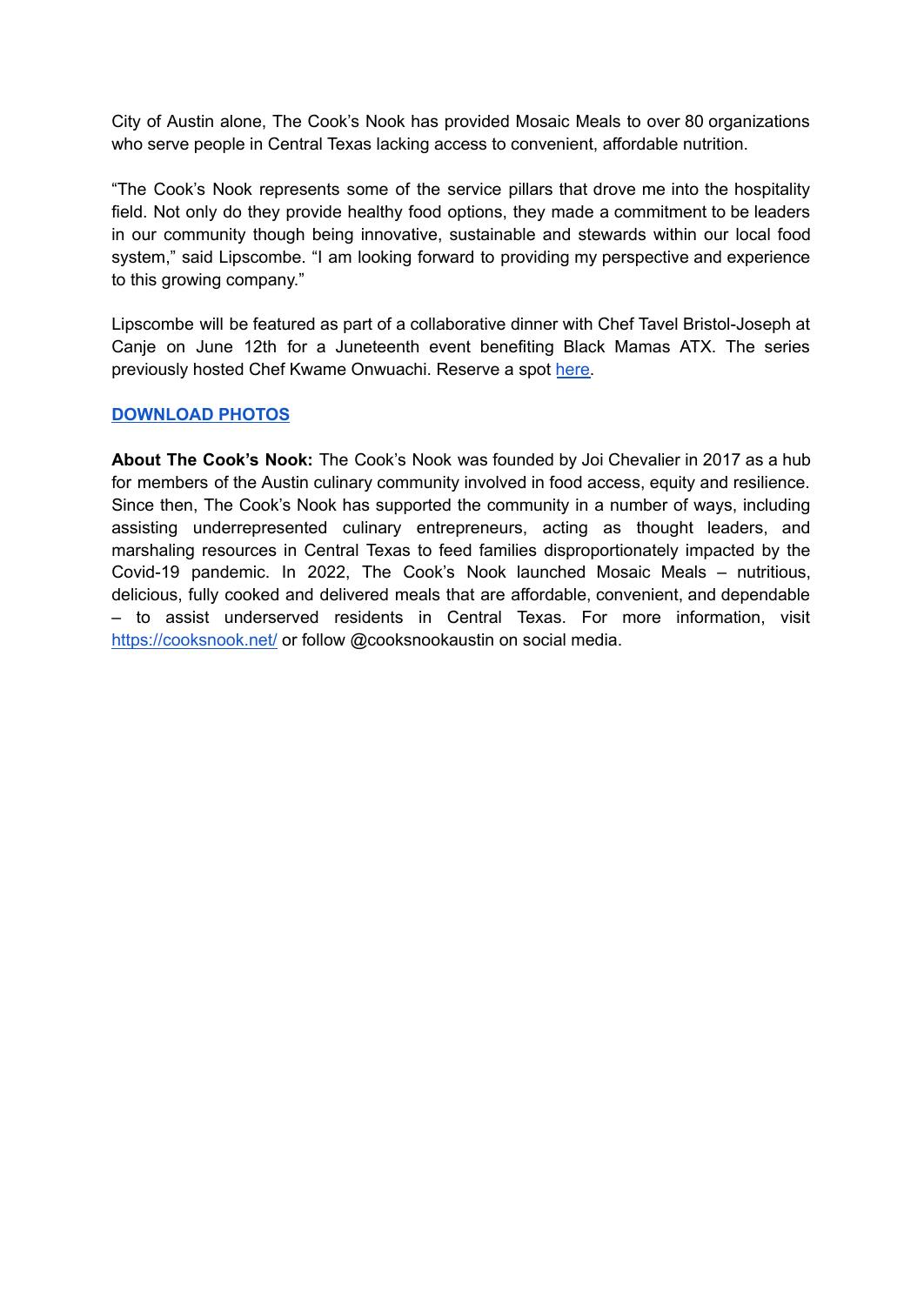City of Austin alone, The Cook's Nook has provided Mosaic Meals to over 80 organizations who serve people in Central Texas lacking access to convenient, affordable nutrition.

"The Cook's Nook represents some of the service pillars that drove me into the hospitality field. Not only do they provide healthy food options, they made a commitment to be leaders in our community though being innovative, sustainable and stewards within our local food system," said Lipscombe. "I am looking forward to providing my perspective and experience to this growing company."

Lipscombe will be featured as part of a collaborative dinner with Chef Tavel Bristol-Joseph at Canje on June 12th for a Juneteenth event benefiting Black Mamas ATX. The series previously hosted Chef Kwame Onwuachi. Reserve a spot here.

**DOWNLOAD PHOTOS**

**About The Cook's Nook:** The Cook's Nook was founded by Joi Chevalier in 2017 as a hub for members of the Austin culinary community involved in food access, equity and resilience. Since then, The Cook's Nook has supported the community in a number of ways, including assisting underrepresented culinary entrepreneurs, acting as thought leaders, and marshaling resources in Central Texas to feed families disproportionately impacted by the Covid-19 pandemic. In 2022, The Cook's Nook launched Mosaic Meals – nutritious, delicious, fully cooked and delivered meals that are affordable, convenient, and dependable – to assist underserved residents in Central Texas. For more information, visit https://cooksnook.net/ or follow @cooksnookaustin on social media.